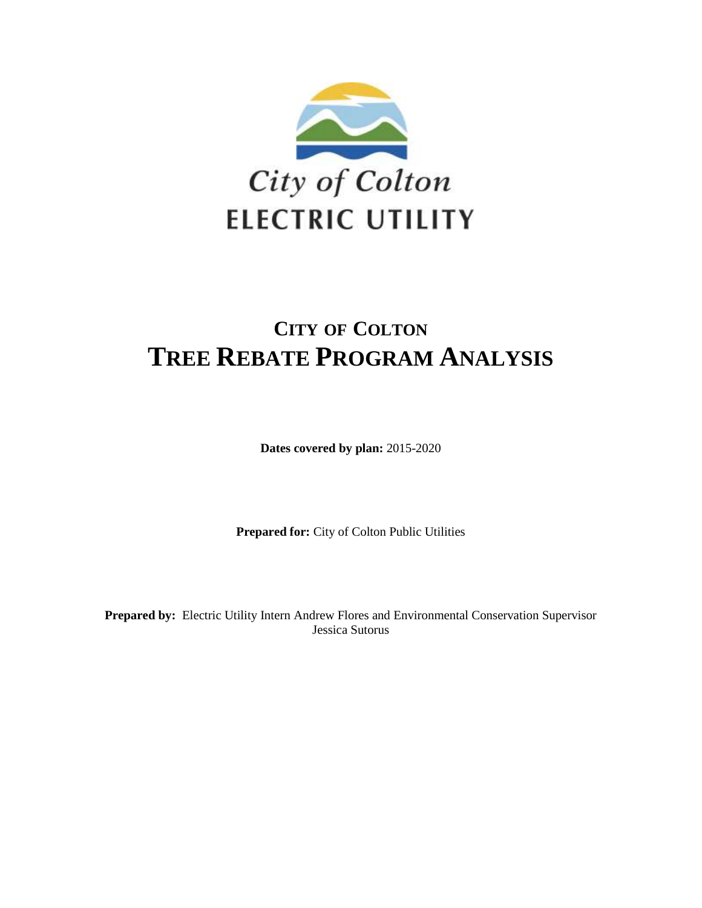City of Colton

ELECTRIC UTILITY

# CITY OF COLTON
# TREE REBATE PROGRAM ANALYSIS

**Dates covered by plan:** 2015-2020

**Prepared for:** City of Colton Public Utilities

**Prepared by:** Electric Utility Intern Andrew Flores and Environmental Conservation Supervisor Jessica Sutorus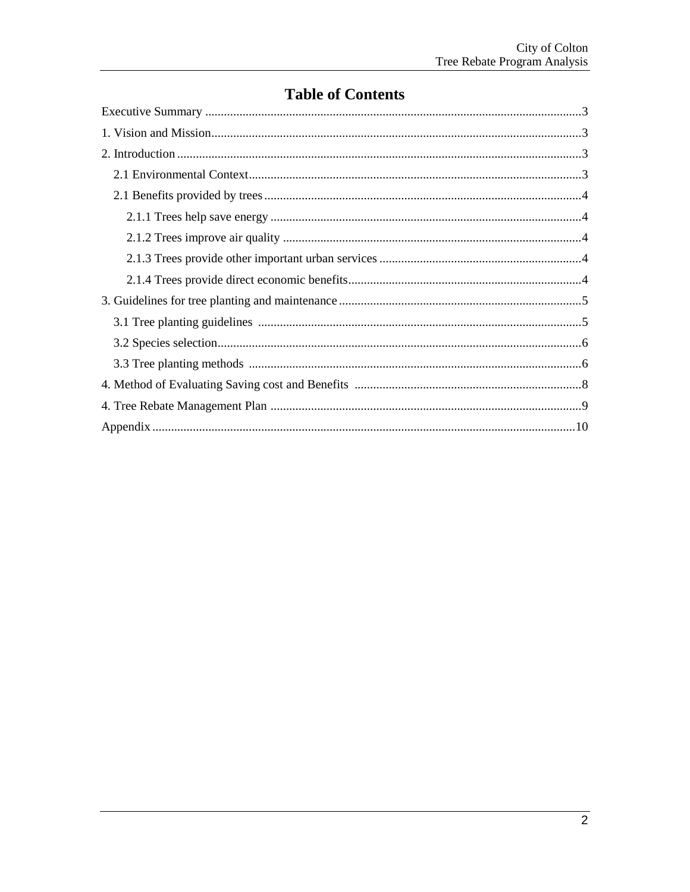# Table of Contents

Executive Summary ........................................................................................................3

1. Vision and Mission.....................................................................................................3

2. Introduction ................................................................................................................3

  2.1 Environmental Context...........................................................................................3

  2.1 Benefits provided by trees .....................................................................................4

    2.1.1 Trees help save energy ...................................................................................4

    2.1.2 Trees improve air quality ...............................................................................4

    2.1.3 Trees provide other important urban services ...............................................4

    2.1.4 Trees provide direct economic benefits..........................................................4

3. Guidelines for tree planting and maintenance ............................................................5

  3.1 Tree planting guidelines .......................................................................................5

  3.2 Species selection....................................................................................................6

  3.3 Tree planting methods ..........................................................................................6

4. Method of Evaluating Saving cost and Benefits ........................................................8

4. Tree Rebate Management Plan ...................................................................................9

Appendix.......................................................................................................................10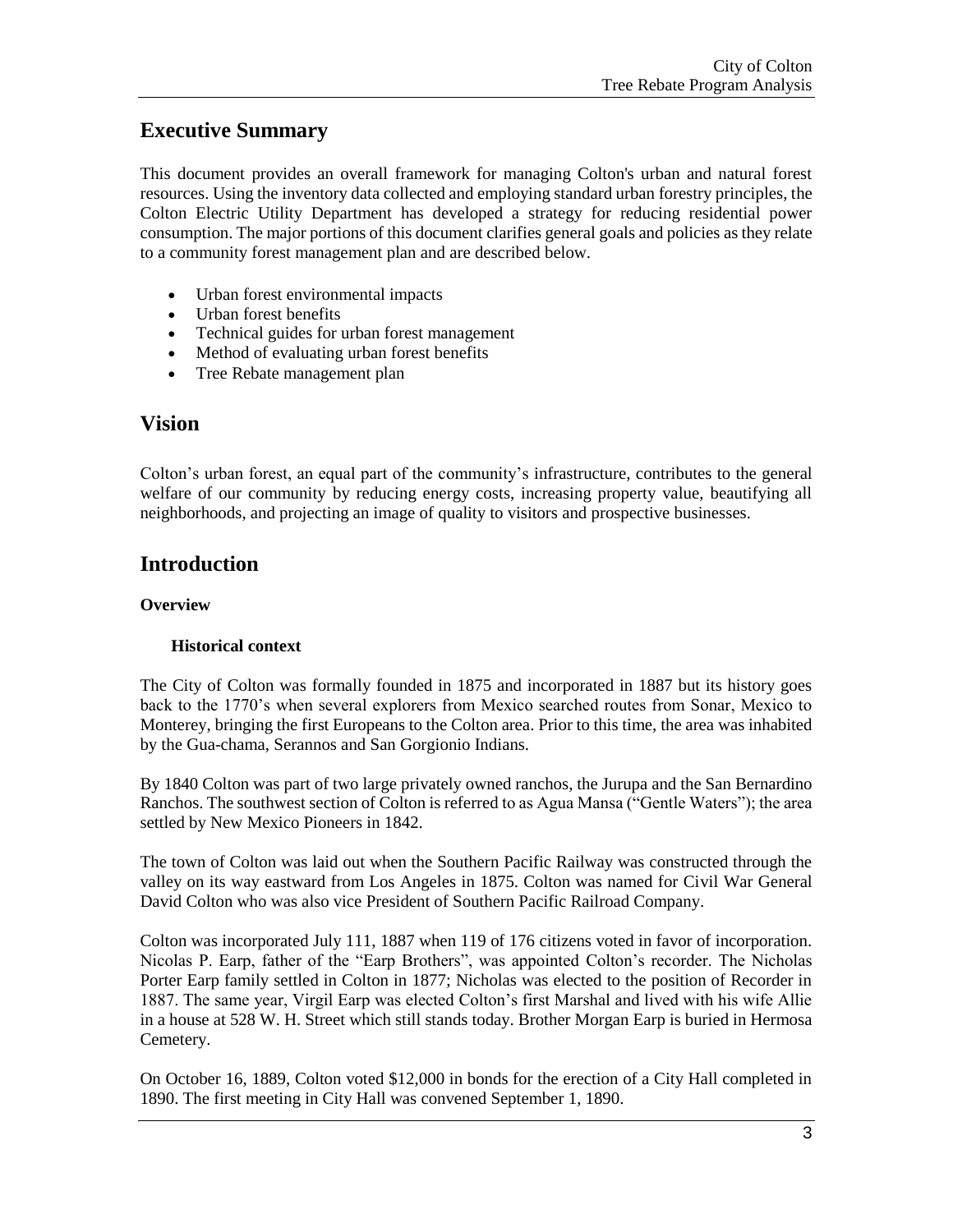## Executive Summary

This document provides an overall framework for managing Colton's urban and natural forest resources. Using the inventory data collected and employing standard urban forestry principles, the Colton Electric Utility Department has developed a strategy for reducing residential power consumption. The major portions of this document clarifies general goals and policies as they relate to a community forest management plan and are described below.

- Urban forest environmental impacts
- Urban forest benefits
- Technical guides for urban forest management
- Method of evaluating urban forest benefits
- Tree Rebate management plan

## Vision

Colton's urban forest, an equal part of the community's infrastructure, contributes to the general welfare of our community by reducing energy costs, increasing property value, beautifying all neighborhoods, and projecting an image of quality to visitors and prospective businesses.

## Introduction

**Overview**

**Historical context**

The City of Colton was formally founded in 1875 and incorporated in 1887 but its history goes back to the 1770's when several explorers from Mexico searched routes from Sonar, Mexico to Monterey, bringing the first Europeans to the Colton area. Prior to this time, the area was inhabited by the Gua-chama, Serannos and San Gorgionio Indians.

By 1840 Colton was part of two large privately owned ranchos, the Jurupa and the San Bernardino Ranchos. The southwest section of Colton is referred to as Agua Mansa ("Gentle Waters"); the area settled by New Mexico Pioneers in 1842.

The town of Colton was laid out when the Southern Pacific Railway was constructed through the valley on its way eastward from Los Angeles in 1875. Colton was named for Civil War General David Colton who was also vice President of Southern Pacific Railroad Company.

Colton was incorporated July 111, 1887 when 119 of 176 citizens voted in favor of incorporation. Nicolas P. Earp, father of the "Earp Brothers", was appointed Colton's recorder. The Nicholas Porter Earp family settled in Colton in 1877; Nicholas was elected to the position of Recorder in 1887. The same year, Virgil Earp was elected Colton's first Marshal and lived with his wife Allie in a house at 528 W. H. Street which still stands today. Brother Morgan Earp is buried in Hermosa Cemetery.

On October 16, 1889, Colton voted $12,000 in bonds for the erection of a City Hall completed in 1890. The first meeting in City Hall was convened September 1, 1890.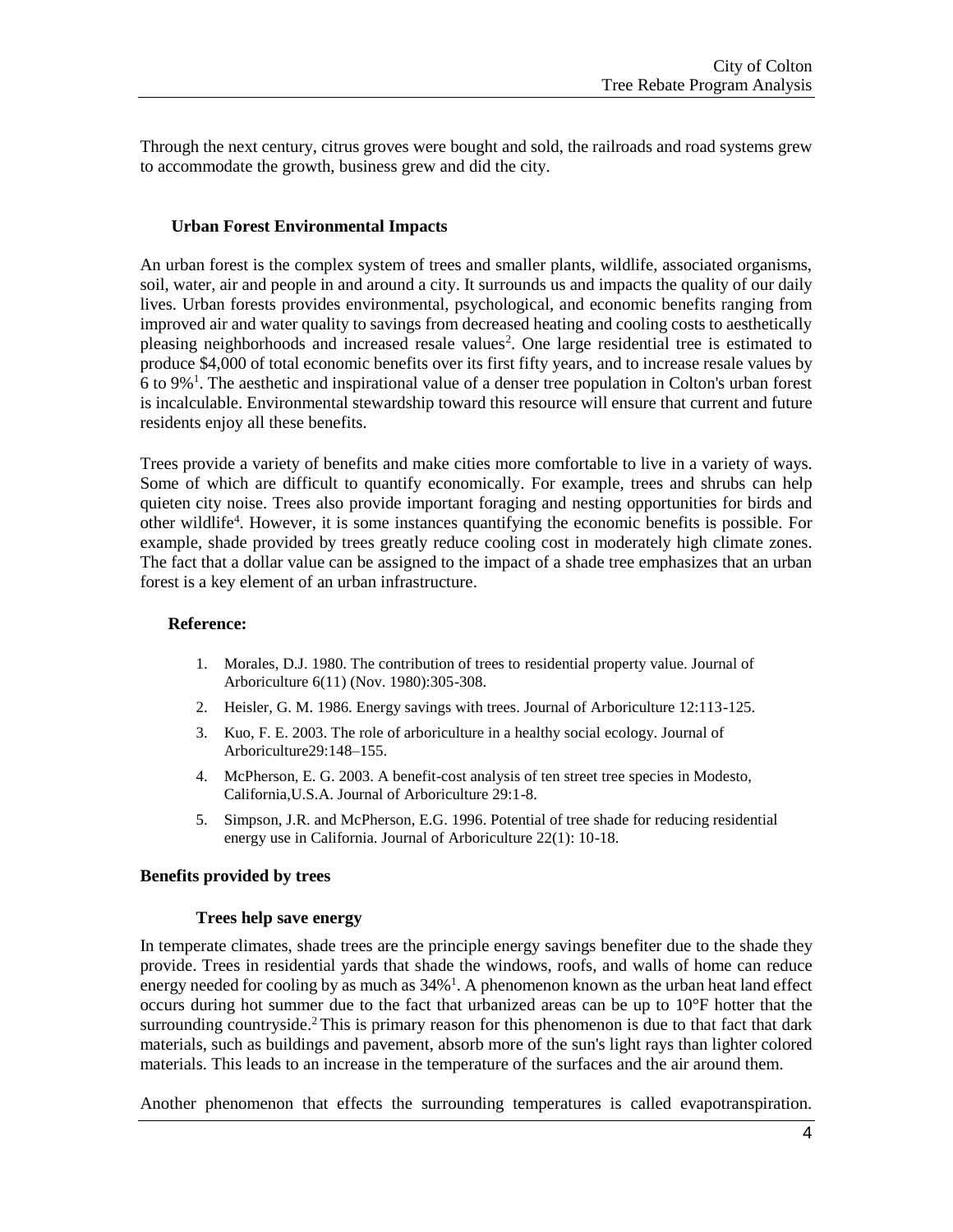Through the next century, citrus groves were bought and sold, the railroads and road systems grew to accommodate the growth, business grew and did the city.

### Urban Forest Environmental Impacts

An urban forest is the complex system of trees and smaller plants, wildlife, associated organisms, soil, water, air and people in and around a city. It surrounds us and impacts the quality of our daily lives. Urban forests provides environmental, psychological, and economic benefits ranging from improved air and water quality to savings from decreased heating and cooling costs to aesthetically pleasing neighborhoods and increased resale values[2]. One large residential tree is estimated to produce $4,000 of total economic benefits over its first fifty years, and to increase resale values by 6 to 9%[1]. The aesthetic and inspirational value of a denser tree population in Colton's urban forest is incalculable. Environmental stewardship toward this resource will ensure that current and future residents enjoy all these benefits.

Trees provide a variety of benefits and make cities more comfortable to live in a variety of ways. Some of which are difficult to quantify economically. For example, trees and shrubs can help quieten city noise. Trees also provide important foraging and nesting opportunities for birds and other wildlife[4]. However, it is some instances quantifying the economic benefits is possible. For example, shade provided by trees greatly reduce cooling cost in moderately high climate zones. The fact that a dollar value can be assigned to the impact of a shade tree emphasizes that an urban forest is a key element of an urban infrastructure.

**Reference:**

1. Morales, D.J. 1980. The contribution of trees to residential property value. Journal of Arboriculture 6(11) (Nov. 1980):305-308.
2. Heisler, G. M. 1986. Energy savings with trees. Journal of Arboriculture 12:113-125.
3. Kuo, F. E. 2003. The role of arboriculture in a healthy social ecology. Journal of Arboriculture29:148–155.
4. McPherson, E. G. 2003. A benefit-cost analysis of ten street tree species in Modesto, California,U.S.A. Journal of Arboriculture 29:1-8.
5. Simpson, J.R. and McPherson, E.G. 1996. Potential of tree shade for reducing residential energy use in California. Journal of Arboriculture 22(1): 10-18.

## Benefits provided by trees

### Trees help save energy

In temperate climates, shade trees are the principle energy savings benefiter due to the shade they provide. Trees in residential yards that shade the windows, roofs, and walls of home can reduce energy needed for cooling by as much as 34%[1]. A phenomenon known as the urban heat land effect occurs during hot summer due to the fact that urbanized areas can be up to 10°F hotter that the surrounding countryside.[2] This is primary reason for this phenomenon is due to that fact that dark materials, such as buildings and pavement, absorb more of the sun's light rays than lighter colored materials. This leads to an increase in the temperature of the surfaces and the air around them.

Another phenomenon that effects the surrounding temperatures is called evapotranspiration.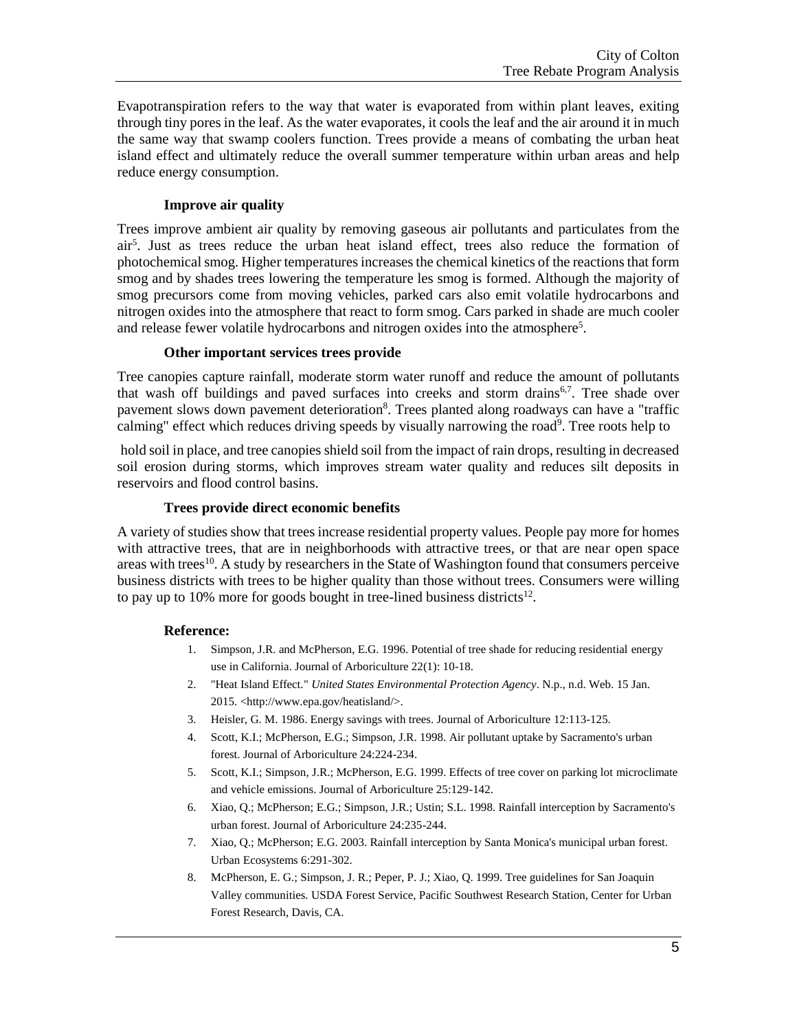Evapotranspiration refers to the way that water is evaporated from within plant leaves, exiting through tiny pores in the leaf. As the water evaporates, it cools the leaf and the air around it in much the same way that swamp coolers function. Trees provide a means of combating the urban heat island effect and ultimately reduce the overall summer temperature within urban areas and help reduce energy consumption.

### Improve air quality

Trees improve ambient air quality by removing gaseous air pollutants and particulates from the air[5]. Just as trees reduce the urban heat island effect, trees also reduce the formation of photochemical smog. Higher temperatures increases the chemical kinetics of the reactions that form smog and by shades trees lowering the temperature les smog is formed. Although the majority of smog precursors come from moving vehicles, parked cars also emit volatile hydrocarbons and nitrogen oxides into the atmosphere that react to form smog. Cars parked in shade are much cooler and release fewer volatile hydrocarbons and nitrogen oxides into the atmosphere[5].

### Other important services trees provide

Tree canopies capture rainfall, moderate storm water runoff and reduce the amount of pollutants that wash off buildings and paved surfaces into creeks and storm drains[6,7]. Tree shade over pavement slows down pavement deterioration[8]. Trees planted along roadways can have a "traffic calming" effect which reduces driving speeds by visually narrowing the road[9]. Tree roots help to hold soil in place, and tree canopies shield soil from the impact of rain drops, resulting in decreased soil erosion during storms, which improves stream water quality and reduces silt deposits in reservoirs and flood control basins.

### Trees provide direct economic benefits

A variety of studies show that trees increase residential property values. People pay more for homes with attractive trees, that are in neighborhoods with attractive trees, or that are near open space areas with trees[10]. A study by researchers in the State of Washington found that consumers perceive business districts with trees to be higher quality than those without trees. Consumers were willing to pay up to 10% more for goods bought in tree-lined business districts[12].

### Reference:

1. Simpson, J.R. and McPherson, E.G. 1996. Potential of tree shade for reducing residential energy use in California. Journal of Arboriculture 22(1): 10-18.
2. "Heat Island Effect." *United States Environmental Protection Agency*. N.p., n.d. Web. 15 Jan. 2015. <http://www.epa.gov/heatisland/>.
3. Heisler, G. M. 1986. Energy savings with trees. Journal of Arboriculture 12:113-125.
4. Scott, K.I.; McPherson, E.G.; Simpson, J.R. 1998. Air pollutant uptake by Sacramento's urban forest. Journal of Arboriculture 24:224-234.
5. Scott, K.I.; Simpson, J.R.; McPherson, E.G. 1999. Effects of tree cover on parking lot microclimate and vehicle emissions. Journal of Arboriculture 25:129-142.
6. Xiao, Q.; McPherson; E.G.; Simpson, J.R.; Ustin; S.L. 1998. Rainfall interception by Sacramento's urban forest. Journal of Arboriculture 24:235-244.
7. Xiao, Q.; McPherson; E.G. 2003. Rainfall interception by Santa Monica's municipal urban forest. Urban Ecosystems 6:291-302.
8. McPherson, E. G.; Simpson, J. R.; Peper, P. J.; Xiao, Q. 1999. Tree guidelines for San Joaquin Valley communities. USDA Forest Service, Pacific Southwest Research Station, Center for Urban Forest Research, Davis, CA.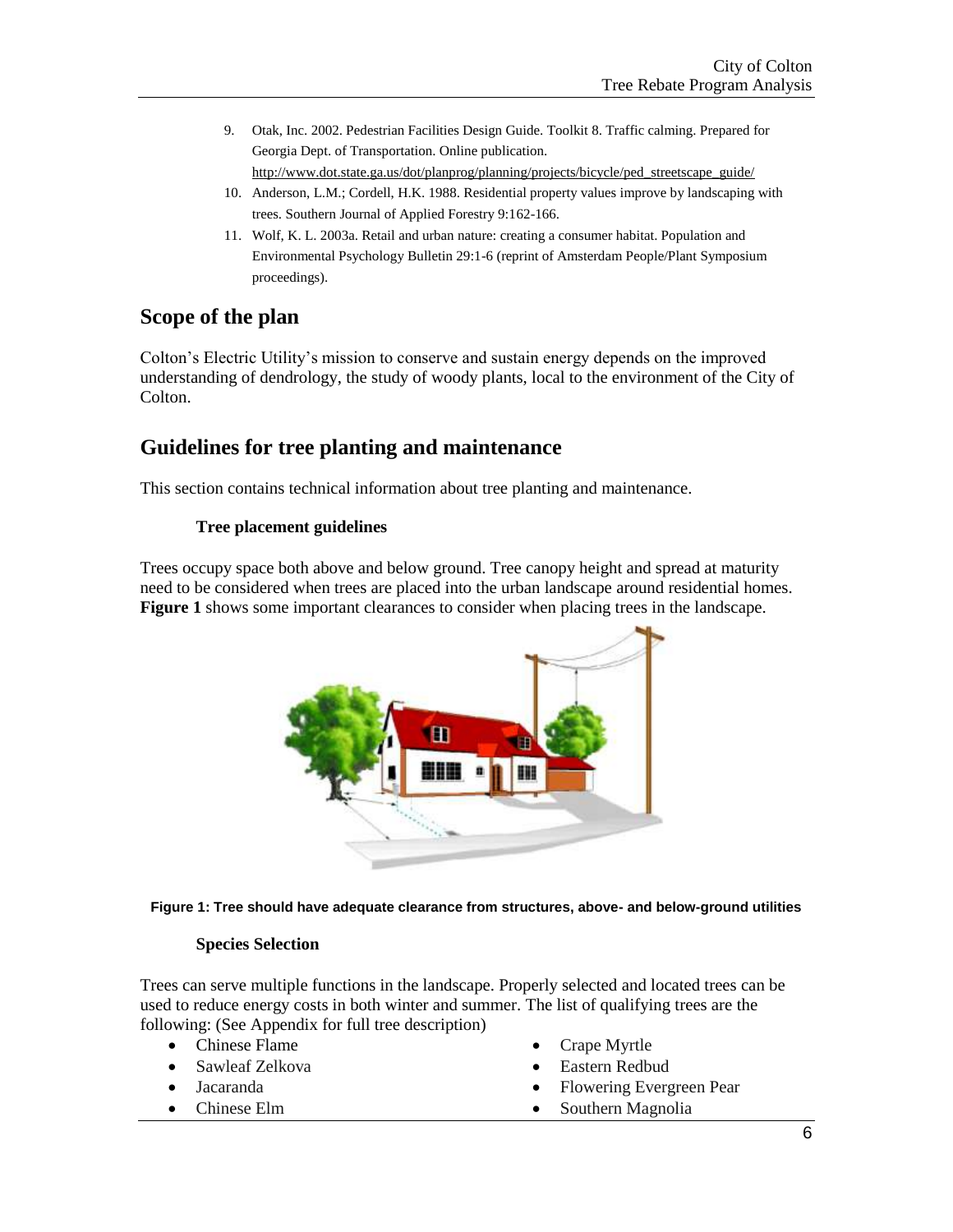9. Otak, Inc. 2002. Pedestrian Facilities Design Guide. Toolkit 8. Traffic calming. Prepared for Georgia Dept. of Transportation. Online publication. http://www.dot.state.ga.us/dot/planprog/planning/projects/bicycle/ped_streetscape_guide/
10. Anderson, L.M.; Cordell, H.K. 1988. Residential property values improve by landscaping with trees. Southern Journal of Applied Forestry 9:162-166.
11. Wolf, K. L. 2003a. Retail and urban nature: creating a consumer habitat. Population and Environmental Psychology Bulletin 29:1-6 (reprint of Amsterdam People/Plant Symposium proceedings).

## Scope of the plan

Colton's Electric Utility's mission to conserve and sustain energy depends on the improved understanding of dendrology, the study of woody plants, local to the environment of the City of Colton.

## Guidelines for tree planting and maintenance

This section contains technical information about tree planting and maintenance.

### Tree placement guidelines

Trees occupy space both above and below ground. Tree canopy height and spread at maturity need to be considered when trees are placed into the urban landscape around residential homes. **Figure 1** shows some important clearances to consider when placing trees in the landscape.

**Figure 1: Tree should have adequate clearance from structures, above- and below-ground utilities**

### Species Selection

Trees can serve multiple functions in the landscape. Properly selected and located trees can be used to reduce energy costs in both winter and summer. The list of qualifying trees are the following: (See Appendix for full tree description)

- Chinese Flame
- Sawleaf Zelkova
- Jacaranda
- Chinese Elm
- Crape Myrtle
- Eastern Redbud
- Flowering Evergreen Pear
- Southern Magnolia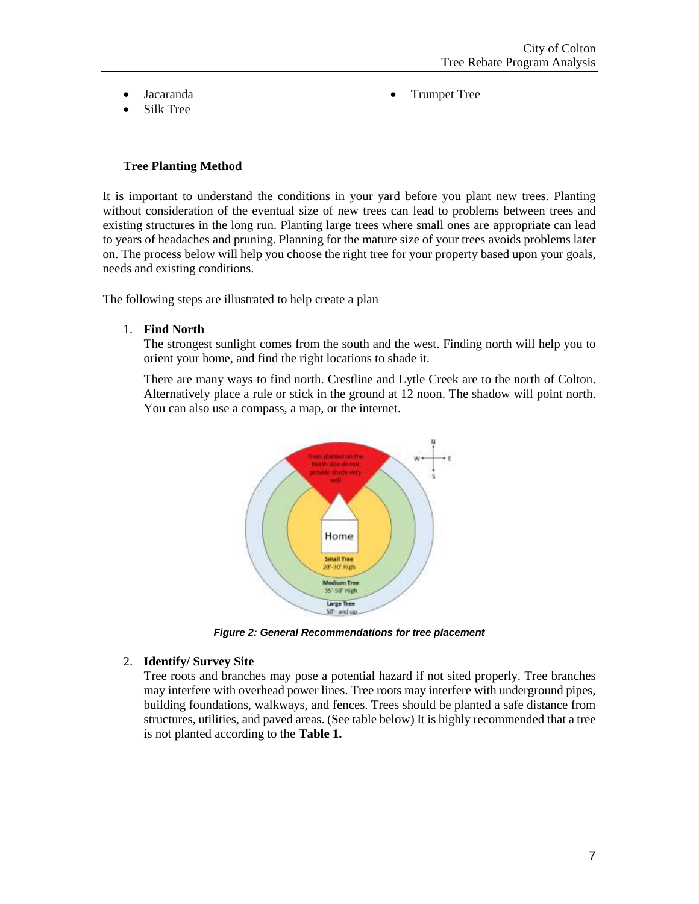- Jacaranda
- Silk Tree
- Trumpet Tree

### Tree Planting Method

It is important to understand the conditions in your yard before you plant new trees. Planting without consideration of the eventual size of new trees can lead to problems between trees and existing structures in the long run. Planting large trees where small ones are appropriate can lead to years of headaches and pruning. Planning for the mature size of your trees avoids problems later on. The process below will help you choose the right tree for your property based upon your goals, needs and existing conditions.

The following steps are illustrated to help create a plan

1. **Find North**

   The strongest sunlight comes from the south and the west. Finding north will help you to orient your home, and find the right locations to shade it.

   There are many ways to find north. Crestline and Lytle Creek are to the north of Colton. Alternatively place a rule or stick in the ground at 12 noon. The shadow will point north. You can also use a compass, a map, or the internet.

*Figure 2: General Recommendations for tree placement*

2. **Identify/ Survey Site**

   Tree roots and branches may pose a potential hazard if not sited properly. Tree branches may interfere with overhead power lines. Tree roots may interfere with underground pipes, building foundations, walkways, and fences. Trees should be planted a safe distance from structures, utilities, and paved areas. (See table below) It is highly recommended that a tree is not planted according to the **Table 1.**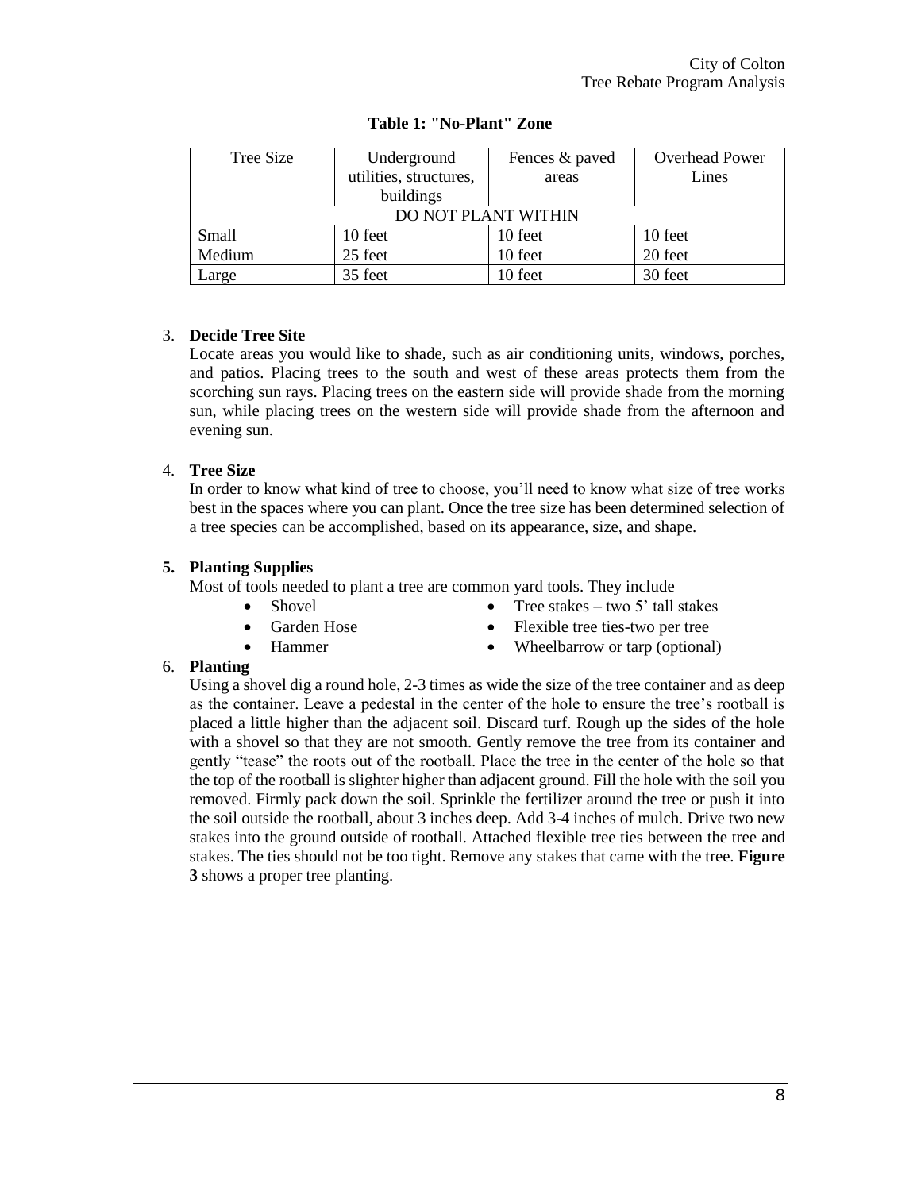**Table 1: "No-Plant" Zone**

| Tree Size | Underground utilities, structures, buildings | Fences & paved areas | Overhead Power Lines |
|---|---|---|---|
| DO NOT PLANT WITHIN | | | |
| Small | 10 feet | 10 feet | 10 feet |
| Medium | 25 feet | 10 feet | 20 feet |
| Large | 35 feet | 10 feet | 30 feet |

3. **Decide Tree Site**
   Locate areas you would like to shade, such as air conditioning units, windows, porches, and patios. Placing trees to the south and west of these areas protects them from the scorching sun rays. Placing trees on the eastern side will provide shade from the morning sun, while placing trees on the western side will provide shade from the afternoon and evening sun.

4. **Tree Size**
   In order to know what kind of tree to choose, you'll need to know what size of tree works best in the spaces where you can plant. Once the tree size has been determined selection of a tree species can be accomplished, based on its appearance, size, and shape.

5. **Planting Supplies**
   Most of tools needed to plant a tree are common yard tools. They include
   - Shovel
   - Garden Hose
   - Hammer
   - Tree stakes – two 5' tall stakes
   - Flexible tree ties-two per tree
   - Wheelbarrow or tarp (optional)

6. **Planting**
   Using a shovel dig a round hole, 2-3 times as wide the size of the tree container and as deep as the container. Leave a pedestal in the center of the hole to ensure the tree's rootball is placed a little higher than the adjacent soil. Discard turf. Rough up the sides of the hole with a shovel so that they are not smooth. Gently remove the tree from its container and gently "tease" the roots out of the rootball. Place the tree in the center of the hole so that the top of the rootball is slighter higher than adjacent ground. Fill the hole with the soil you removed. Firmly pack down the soil. Sprinkle the fertilizer around the tree or push it into the soil outside the rootball, about 3 inches deep. Add 3-4 inches of mulch. Drive two new stakes into the ground outside of rootball. Attached flexible tree ties between the tree and stakes. The ties should not be too tight. Remove any stakes that came with the tree. **Figure 3** shows a proper tree planting.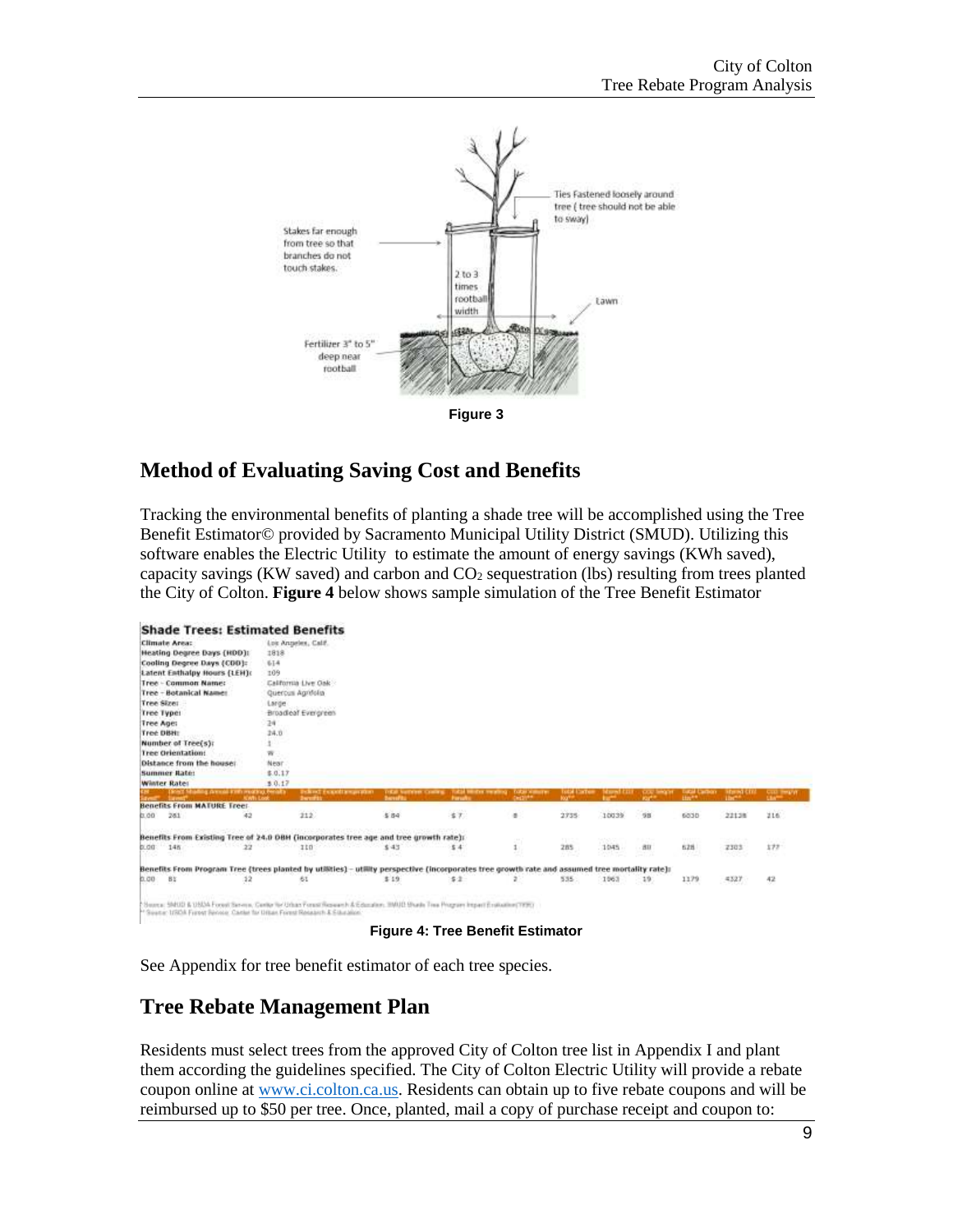Figure 3

## Method of Evaluating Saving Cost and Benefits

Tracking the environmental benefits of planting a shade tree will be accomplished using the Tree Benefit Estimator© provided by Sacramento Municipal Utility District (SMUD). Utilizing this software enables the Electric Utility to estimate the amount of energy savings (KWh saved), capacity savings (KW saved) and carbon and $CO_2$ sequestration (lbs) resulting from trees planted the City of Colton. **Figure 4** below shows sample simulation of the Tree Benefit Estimator

Figure 4: Tree Benefit Estimator

See Appendix for tree benefit estimator of each tree species.

## Tree Rebate Management Plan

Residents must select trees from the approved City of Colton tree list in Appendix I and plant them according the guidelines specified. The City of Colton Electric Utility will provide a rebate coupon online at www.ci.colton.ca.us. Residents can obtain up to five rebate coupons and will be reimbursed up to $50 per tree. Once, planted, mail a copy of purchase receipt and coupon to: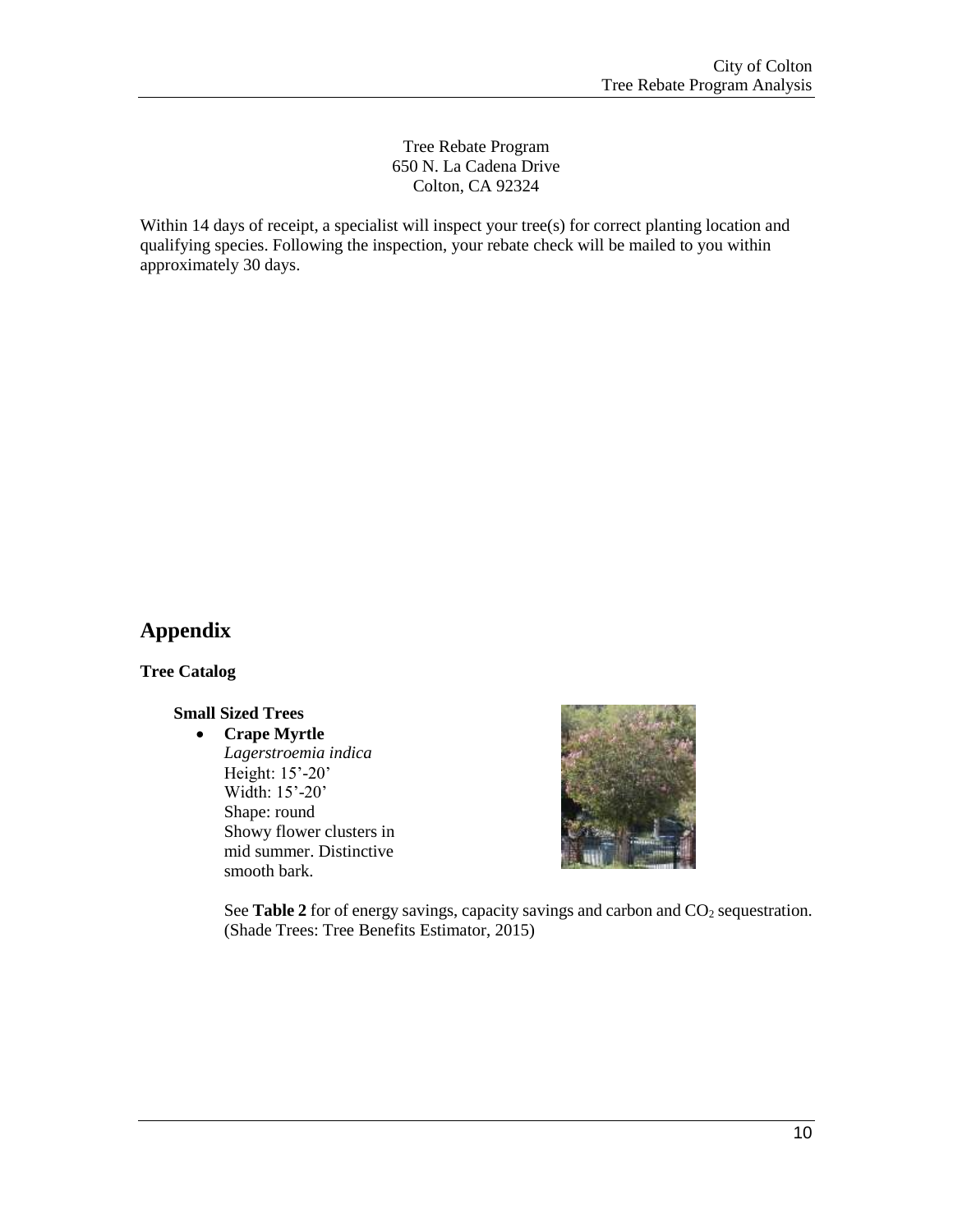Tree Rebate Program
650 N. La Cadena Drive
Colton, CA 92324

Within 14 days of receipt, a specialist will inspect your tree(s) for correct planting location and qualifying species. Following the inspection, your rebate check will be mailed to you within approximately 30 days.

# Appendix

**Tree Catalog**

**Small Sized Trees**

- **Crape Myrtle**
  *Lagerstroemia indica*
  Height: 15'-20'
  Width: 15'-20'
  Shape: round
  Showy flower clusters in mid summer. Distinctive smooth bark.

See **Table 2** for of energy savings, capacity savings and carbon and $CO_2$ sequestration. (Shade Trees: Tree Benefits Estimator, 2015)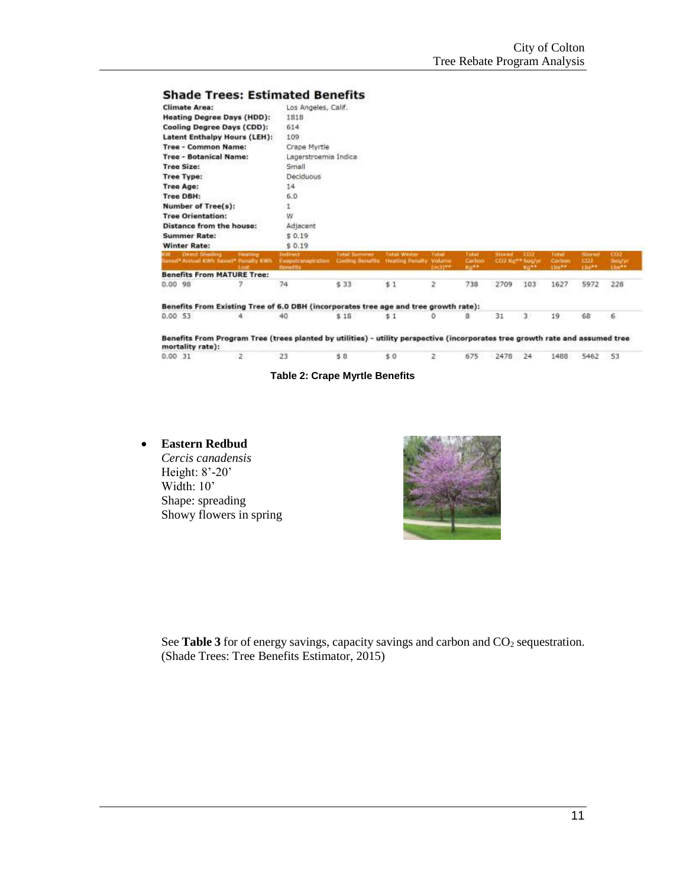**Shade Trees: Estimated Benefits**

| | |
|---|---|
| **Climate Area:** | Los Angeles, Calif. |
| **Heating Degree Days (HDD):** | 1818 |
| **Cooling Degree Days (CDD):** | 614 |
| **Latent Enthalpy Hours (LEH):** | 109 |
| **Tree - Common Name:** | Crape Myrtle |
| **Tree - Botanical Name:** | Lagerstroemia Indica |
| **Tree Size:** | Small |
| **Tree Type:** | Deciduous |
| **Tree Age:** | 14 |
| **Tree DBH:** | 6.0 |
| **Number of Tree(s):** | 1 |
| **Tree Orientation:** | W |
| **Distance from the house:** | Adjacent |
| **Summer Rate:** | $ 0.19 |
| **Winter Rate:** | $ 0.19 |

| KW Saved* | Direct Shading Annual KWh Saved* | Heating Penalty KWh Lost | Indirect Evapotranspiration Benefits | Total Summer Cooling Benefits | Total Winter Heating Penalty | Total Volume (m3)** | Total Carbon Kg** | Stored CO2 Kg** | CO2 Seq/yr Kg** | Total Carbon Lbs** | Stored CO2 Lbs** | CO2 Seq/yr Lbs** |
|---|---|---|---|---|---|---|---|---|---|---|---|---|
| **Benefits From MATURE Tree:** | | | | | | | | | | | | |
| 0.00 | 98 | 7 | 74 | $ 33 | $ 1 | 2 | 738 | 2709 | 103 | 1627 | 5972 | 228 |
| **Benefits From Existing Tree of 6.0 DBH (incorporates tree age and tree growth rate):** | | | | | | | | | | | | |
| 0.00 | 53 | 4 | 40 | $ 18 | $ 1 | 0 | 8 | 31 | 3 | 19 | 68 | 6 |
| **Benefits From Program Tree (trees planted by utilities) - utility perspective (incorporates tree growth rate and assumed tree mortality rate):** | | | | | | | | | | | | |
| 0.00 | 31 | 2 | 23 | $ 8 | $ 0 | 2 | 675 | 2478 | 24 | 1488 | 5462 | 53 |

**Table 2: Crape Myrtle Benefits**

- **Eastern Redbud**
  *Cercis canadensis*
  Height: 8'-20'
  Width: 10'
  Shape: spreading
  Showy flowers in spring

See **Table 3** for of energy savings, capacity savings and carbon and $CO_2$ sequestration. (Shade Trees: Tree Benefits Estimator, 2015)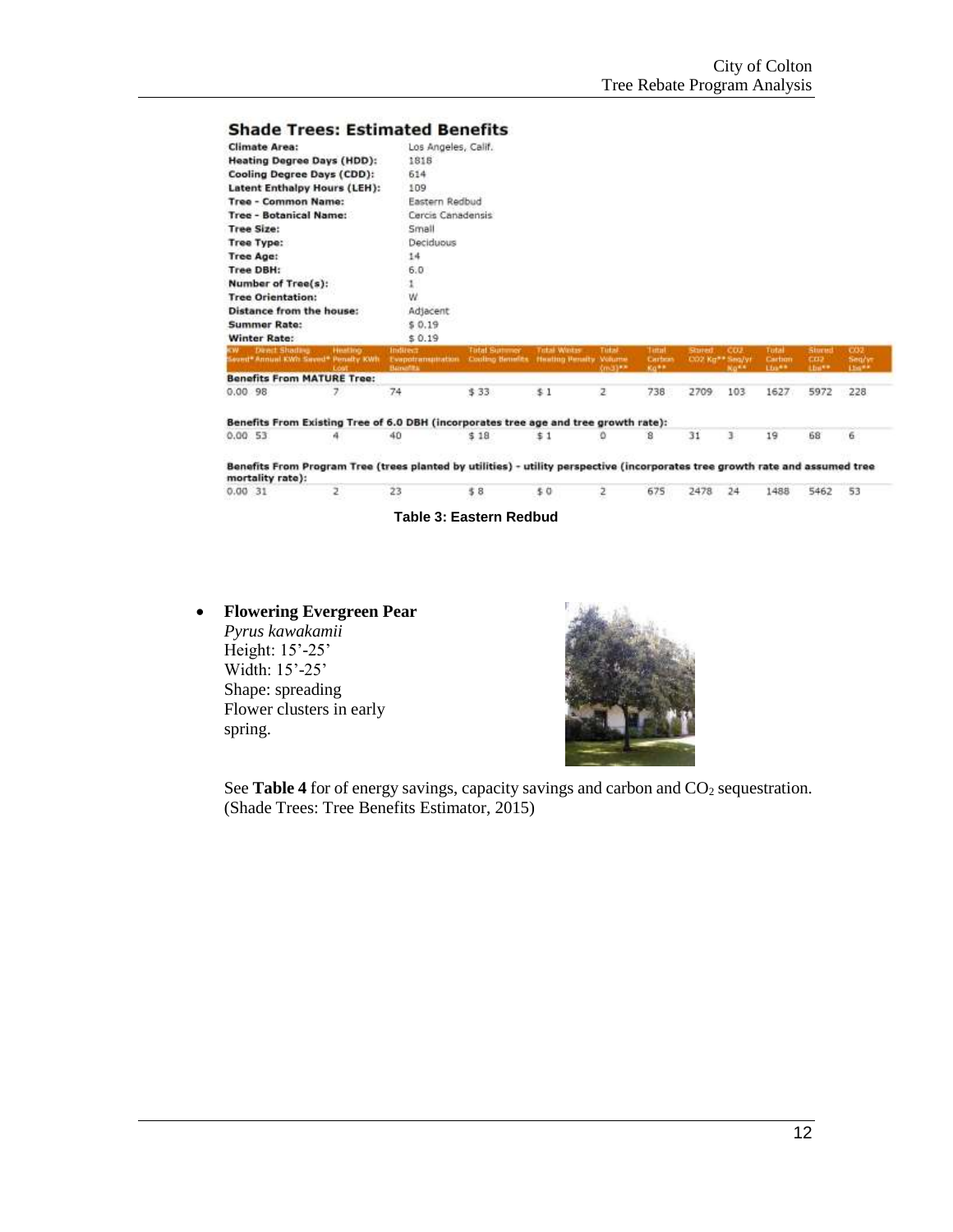## Shade Trees: Estimated Benefits

| | |
|---|---|
| **Climate Area:** | Los Angeles, Calif. |
| **Heating Degree Days (HDD):** | 1818 |
| **Cooling Degree Days (CDD):** | 614 |
| **Latent Enthalpy Hours (LEH):** | 109 |
| **Tree - Common Name:** | Eastern Redbud |
| **Tree - Botanical Name:** | Cercis Canadensis |
| **Tree Size:** | Small |
| **Tree Type:** | Deciduous |
| **Tree Age:** | 14 |
| **Tree DBH:** | 6.0 |
| **Number of Tree(s):** | 1 |
| **Tree Orientation:** | W |
| **Distance from the house:** | Adjacent |
| **Summer Rate:** | $ 0.19 |
| **Winter Rate:** | $ 0.19 |

| KW Saved* | Direct Shading Annual KWh Saved* | Heating Penalty KWh Lost | Indirect Evapotranspiration Benefits | Total Summer Cooling Benefits | Total Winter Heating Penalty | Total Volume (m3)** | Total Carbon Kg** | Stored CO2 Kg** | CO2 Seq/yr Kg** | Total Carbon Lbs** | Stored CO2 Lbs** | CO2 Seq/yr Lbs** |
|---|---|---|---|---|---|---|---|---|---|---|---|---|
| **Benefits From MATURE Tree:** | | | | | | | | | | | | |
| 0.00 | 98 | 7 | 74 | $ 33 | $ 1 | 2 | 738 | 2709 | 103 | 1627 | 5972 | 228 |
| **Benefits From Existing Tree of 6.0 DBH (incorporates tree age and tree growth rate):** | | | | | | | | | | | | |
| 0.00 | 53 | 4 | 40 | $ 18 | $ 1 | 0 | 8 | 31 | 3 | 19 | 68 | 6 |
| **Benefits From Program Tree (trees planted by utilities) - utility perspective (incorporates tree growth rate and assumed tree mortality rate):** | | | | | | | | | | | | |
| 0.00 | 31 | 2 | 23 | $ 8 | $ 0 | 2 | 675 | 2478 | 24 | 1488 | 5462 | 53 |

**Table 3: Eastern Redbud**

- **Flowering Evergreen Pear**
  *Pyrus kawakamii*
  Height: 15'-25'
  Width: 15'-25'
  Shape: spreading
  Flower clusters in early spring.

  See **Table 4** for of energy savings, capacity savings and carbon and $CO_2$ sequestration. (Shade Trees: Tree Benefits Estimator, 2015)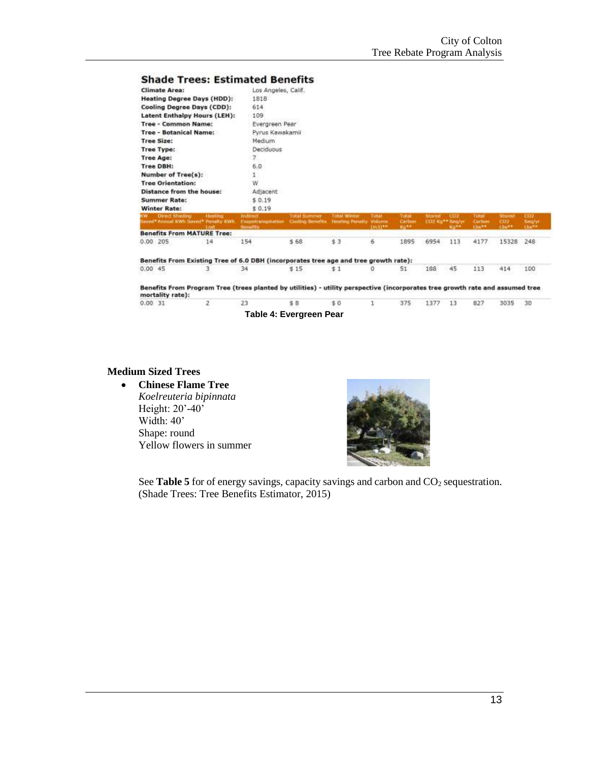## Shade Trees: Estimated Benefits

| | |
|---|---|
| **Climate Area:** | Los Angeles, Calif. |
| **Heating Degree Days (HDD):** | 1818 |
| **Cooling Degree Days (CDD):** | 614 |
| **Latent Enthalpy Hours (LEH):** | 109 |
| **Tree - Common Name:** | Evergreen Pear |
| **Tree - Botanical Name:** | Pyrus Kawakamii |
| **Tree Size:** | Medium |
| **Tree Type:** | Deciduous |
| **Tree Age:** | 7 |
| **Tree DBH:** | 6.0 |
| **Number of Tree(s):** | 1 |
| **Tree Orientation:** | W |
| **Distance from the house:** | Adjacent |
| **Summer Rate:** | $ 0.19 |
| **Winter Rate:** | $ 0.19 |

| KW Saved* | Direct Shading Annual KWh Saved* | Heating Penalty KWh Lost | Indirect Evapotranspiration Benefits | Total Summer Cooling Benefits | Total Winter Heating Penalty | Total Volume (in3)** | Total Carbon Kg** | Stored CO2 Kg** | CO2 Seq/yr Kg** | Total Carbon Lbs** | Stored CO2 Lbs** | CO2 Seq/yr Lbs** |
|---|---|---|---|---|---|---|---|---|---|---|---|---|
| **Benefits From MATURE Tree:** | | | | | | | | | | | | |
| 0.00 | 205 | 14 | 154 | $ 68 | $ 3 | 6 | 1895 | 6954 | 113 | 4177 | 15328 | 248 |
| **Benefits From Existing Tree of 6.0 DBH (incorporates tree age and tree growth rate):** | | | | | | | | | | | | |
| 0.00 | 45 | 3 | 34 | $ 15 | $ 1 | 0 | 51 | 188 | 45 | 113 | 414 | 100 |
| **Benefits From Program Tree (trees planted by utilities) - utility perspective (incorporates tree growth rate and assumed tree mortality rate):** | | | | | | | | | | | | |
| 0.00 | 31 | 2 | 23 | $ 8 | $ 0 | 1 | 375 | 1377 | 13 | 827 | 3035 | 30 |

**Table 4: Evergreen Pear**

### Medium Sized Trees

- **Chinese Flame Tree**
  *Koelreuteria bipinnata*
  Height: 20'-40'
  Width: 40'
  Shape: round
  Yellow flowers in summer

See **Table 5** for of energy savings, capacity savings and carbon and $CO_2$ sequestration. (Shade Trees: Tree Benefits Estimator, 2015)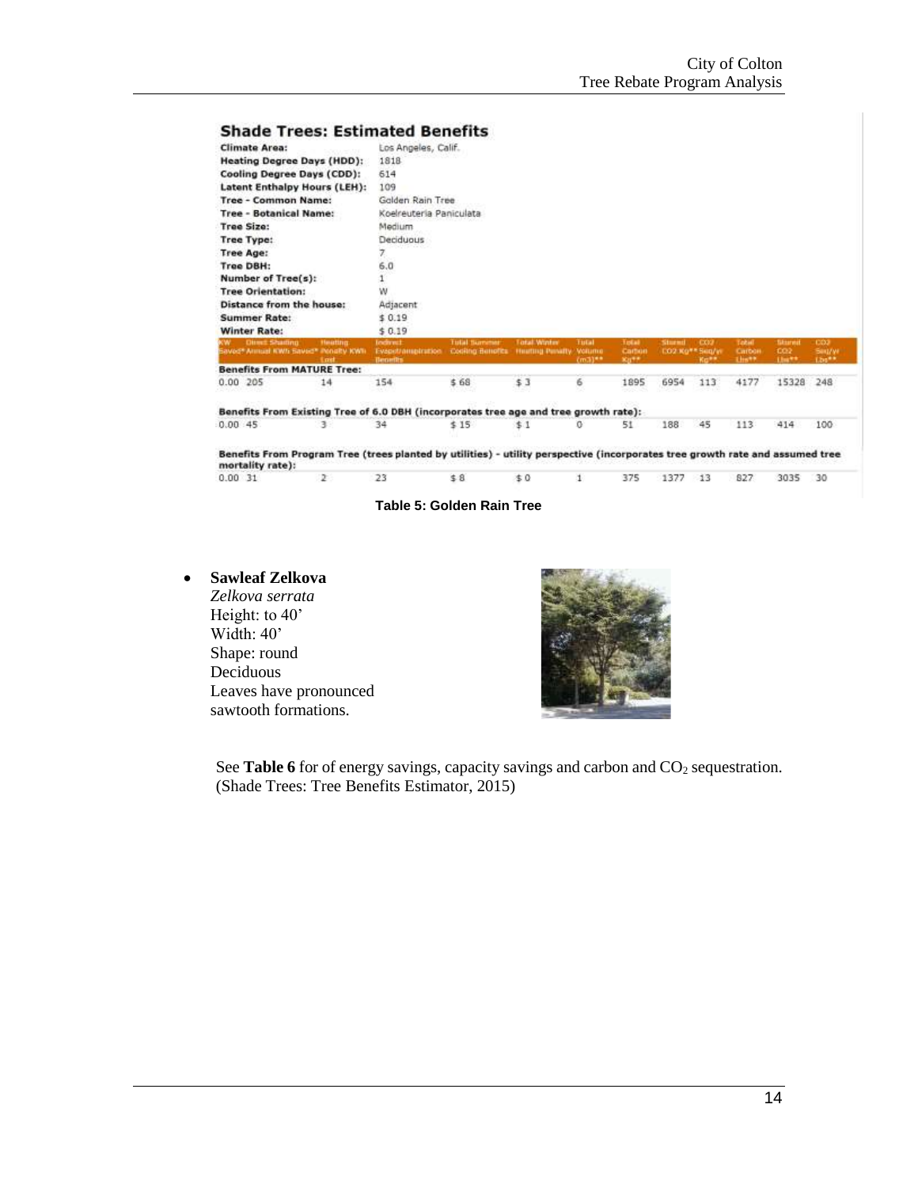## Shade Trees: Estimated Benefits

| | |
|---|---|
| **Climate Area:** | Los Angeles, Calif. |
| **Heating Degree Days (HDD):** | 1818 |
| **Cooling Degree Days (CDD):** | 614 |
| **Latent Enthalpy Hours (LEH):** | 109 |
| **Tree - Common Name:** | Golden Rain Tree |
| **Tree - Botanical Name:** | Koelreuteria Paniculata |
| **Tree Size:** | Medium |
| **Tree Type:** | Deciduous |
| **Tree Age:** | 7 |
| **Tree DBH:** | 6.0 |
| **Number of Tree(s):** | 1 |
| **Tree Orientation:** | W |
| **Distance from the house:** | Adjacent |
| **Summer Rate:** | $ 0.19 |
| **Winter Rate:** | $ 0.19 |

| KW Saved* | Direct Shading Annual KWh Saved* | Heating Penalty KWh Lost | Indirect Evapotranspiration Benefits | Total Summer Cooling Benefits | Total Winter Heating Penalty | Total Volume (m3)** | Total Carbon Kg** | Stored CO2 Kg** | CO2 Seq/yr Kg** | Total Carbon Lbs** | Stored CO2 Lbs** | CO2 Seq/yr Lbs** |
|---|---|---|---|---|---|---|---|---|---|---|---|---|
| **Benefits From MATURE Tree:** | | | | | | | | | | | | |
| 0.00 | 205 | 14 | 154 | $ 68 | $ 3 | 6 | 1895 | 6954 | 113 | 4177 | 15328 | 248 |
| **Benefits From Existing Tree of 6.0 DBH (incorporates tree age and tree growth rate):** | | | | | | | | | | | | |
| 0.00 | 45 | 3 | 34 | $ 15 | $ 1 | 0 | 51 | 188 | 45 | 113 | 414 | 100 |
| **Benefits From Program Tree (trees planted by utilities) - utility perspective (incorporates tree growth rate and assumed tree mortality rate):** | | | | | | | | | | | | |
| 0.00 | 31 | 2 | 23 | $ 8 | $ 0 | 1 | 375 | 1377 | 13 | 827 | 3035 | 30 |

**Table 5: Golden Rain Tree**

- **Sawleaf Zelkova**
  *Zelkova serrata*
  Height: to 40'
  Width: 40'
  Shape: round
  Deciduous
  Leaves have pronounced sawtooth formations.

See **Table 6** for of energy savings, capacity savings and carbon and $CO_2$ sequestration. (Shade Trees: Tree Benefits Estimator, 2015)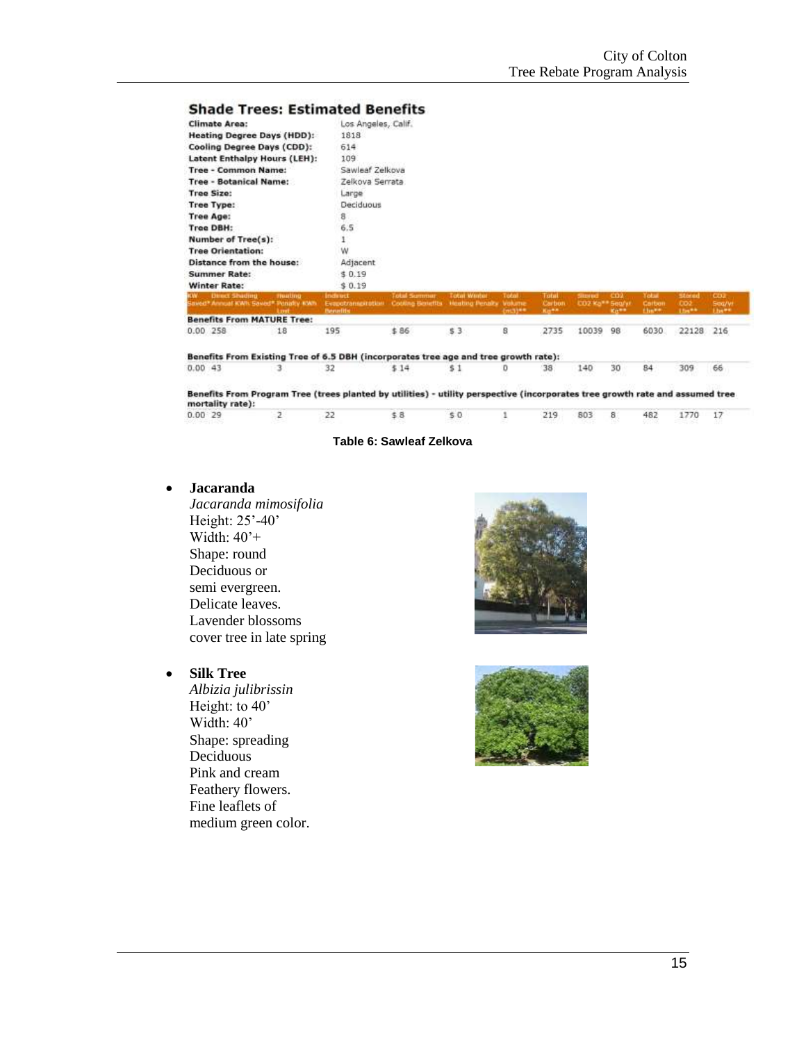## Shade Trees: Estimated Benefits

| | |
|---|---|
| **Climate Area:** | Los Angeles, Calif. |
| **Heating Degree Days (HDD):** | 1818 |
| **Cooling Degree Days (CDD):** | 614 |
| **Latent Enthalpy Hours (LEH):** | 109 |
| **Tree - Common Name:** | Sawleaf Zelkova |
| **Tree - Botanical Name:** | Zelkova Serrata |
| **Tree Size:** | Large |
| **Tree Type:** | Deciduous |
| **Tree Age:** | 8 |
| **Tree DBH:** | 6.5 |
| **Number of Tree(s):** | 1 |
| **Tree Orientation:** | W |
| **Distance from the house:** | Adjacent |
| **Summer Rate:** | $ 0.19 |
| **Winter Rate:** | $ 0.19 |

| KW Saved* | Direct Shading Annual KWh Saved* | Heating Penalty KWh Lost | Indirect Evapotranspiration Benefits | Total Summer Cooling Benefits | Total Winter Heating Penalty | Total Volume (m3)** | Total Carbon Kg** | Stored CO2 Kg** | CO2 Seq/yr Kg** | Total Carbon Lbs** | Stored CO2 Lbs** | CO2 Seq/yr Lbs** |
|---|---|---|---|---|---|---|---|---|---|---|---|---|
| **Benefits From MATURE Tree:** | | | | | | | | | | | | |
| 0.00 | 258 | 18 | 195 | $ 86 | $ 3 | 8 | 2735 | 10039 | 98 | 6030 | 22128 | 216 |
| **Benefits From Existing Tree of 6.5 DBH (incorporates tree age and tree growth rate):** | | | | | | | | | | | | |
| 0.00 | 43 | 3 | 32 | $ 14 | $ 1 | 0 | 38 | 140 | 30 | 84 | 309 | 66 |
| **Benefits From Program Tree (trees planted by utilities) - utility perspective (incorporates tree growth rate and assumed tree mortality rate):** | | | | | | | | | | | | |
| 0.00 | 29 | 2 | 22 | $ 8 | $ 0 | 1 | 219 | 803 | 8 | 482 | 1770 | 17 |

**Table 6: Sawleaf Zelkova**

- **Jacaranda**
  *Jacaranda mimosifolia*
  Height: 25'-40'
  Width: 40'+
  Shape: round
  Deciduous or
  semi evergreen.
  Delicate leaves.
  Lavender blossoms
  cover tree in late spring

- **Silk Tree**
  *Albizia julibrissin*
  Height: to 40'
  Width: 40'
  Shape: spreading
  Deciduous
  Pink and cream
  Feathery flowers.
  Fine leaflets of
  medium green color.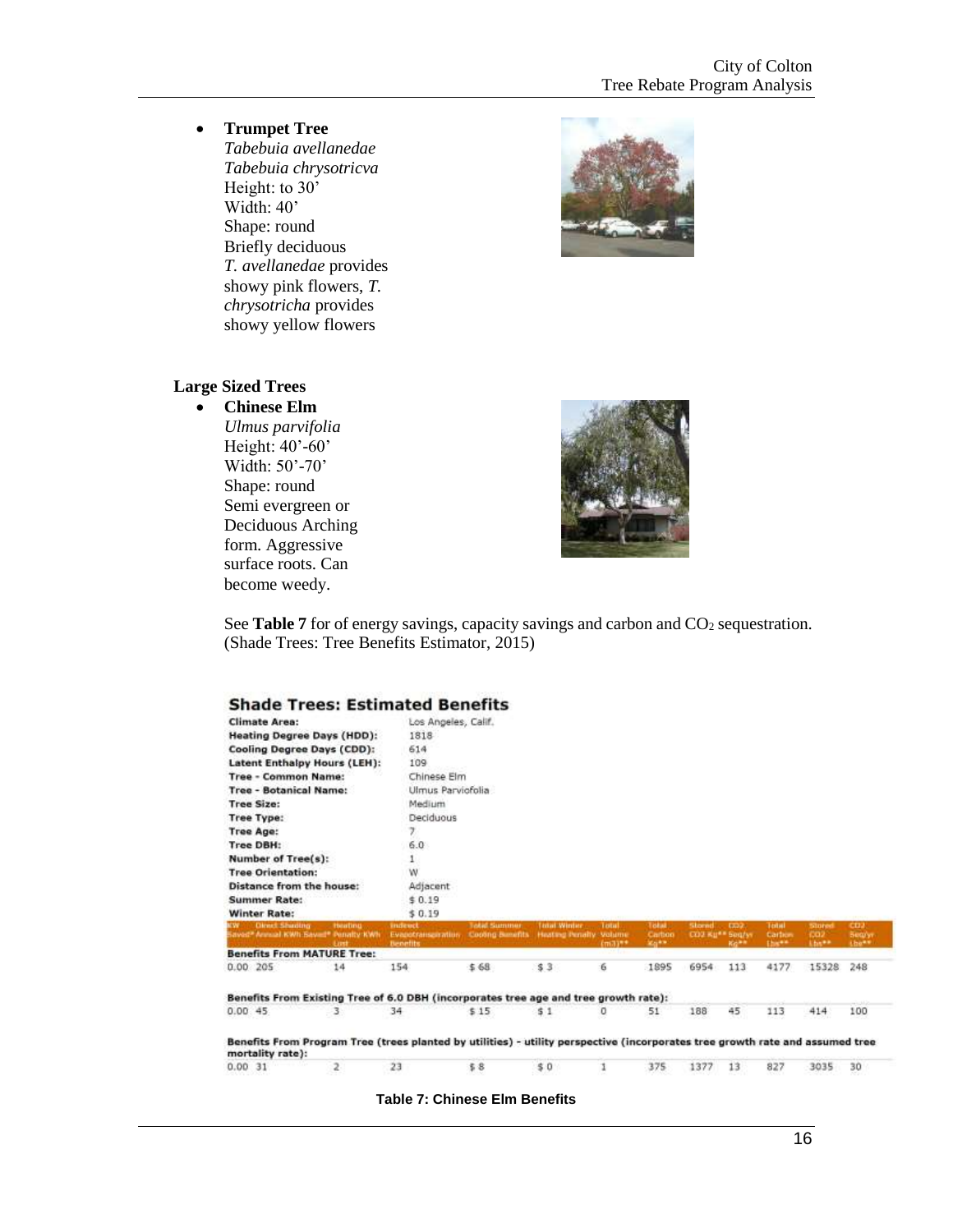- **Trumpet Tree**
  *Tabebuia avellanedae*
  *Tabebuia chrysotricva*
  Height: to 30'
  Width: 40'
  Shape: round
  Briefly deciduous
  *T. avellanedae* provides showy pink flowers, *T. chrysotricha* provides showy yellow flowers

### Large Sized Trees

- **Chinese Elm**
  *Ulmus parvifolia*
  Height: 40'-60'
  Width: 50'-70'
  Shape: round
  Semi evergreen or Deciduous Arching form. Aggressive surface roots. Can become weedy.

See **Table 7** for of energy savings, capacity savings and carbon and $CO_2$ sequestration. (Shade Trees: Tree Benefits Estimator, 2015)

**Shade Trees: Estimated Benefits**

| | |
|---|---|
| **Climate Area:** | Los Angeles, Calif. |
| **Heating Degree Days (HDD):** | 1818 |
| **Cooling Degree Days (CDD):** | 614 |
| **Latent Enthalpy Hours (LEH):** | 109 |
| **Tree - Common Name:** | Chinese Elm |
| **Tree - Botanical Name:** | Ulmus Parviofolia |
| **Tree Size:** | Medium |
| **Tree Type:** | Deciduous |
| **Tree Age:** | 7 |
| **Tree DBH:** | 6.0 |
| **Number of Tree(s):** | 1 |
| **Tree Orientation:** | W |
| **Distance from the house:** | Adjacent |
| **Summer Rate:** | $ 0.19 |
| **Winter Rate:** | $ 0.19 |

| KW Saved* | Direct Shading Annual KWh Saved* | Heating Penalty KWh Unit | Indirect Evapotranspiration Benefits | Total Summer Cooling Benefits | Total Winter Heating Penalty | Total Volume (m3)** | Total Carbon Kg** | Stored CO2 Kg** | CO2 Seq/yr Kg** | Total Carbon Lbs** | Stored CO2 Lbs** | CO2 Seq/yr Lbs** |
|---|---|---|---|---|---|---|---|---|---|---|---|---|
| **Benefits From MATURE Tree:** | | | | | | | | | | | | |
| 0.00 | 205 | 14 | 154 | $ 68 | $ 3 | 6 | 1895 | 6954 | 113 | 4177 | 15328 | 248 |
| **Benefits From Existing Tree of 6.0 DBH (incorporates tree age and tree growth rate):** | | | | | | | | | | | | |
| 0.00 | 45 | 3 | 34 | $ 15 | $ 1 | 0 | 51 | 188 | 45 | 113 | 414 | 100 |
| **Benefits From Program Tree (trees planted by utilities) - utility perspective (incorporates tree growth rate and assumed tree mortality rate):** | | | | | | | | | | | | |
| 0.00 | 31 | 2 | 23 | $ 8 | $ 0 | 1 | 375 | 1377 | 13 | 827 | 3035 | 30 |

**Table 7: Chinese Elm Benefits**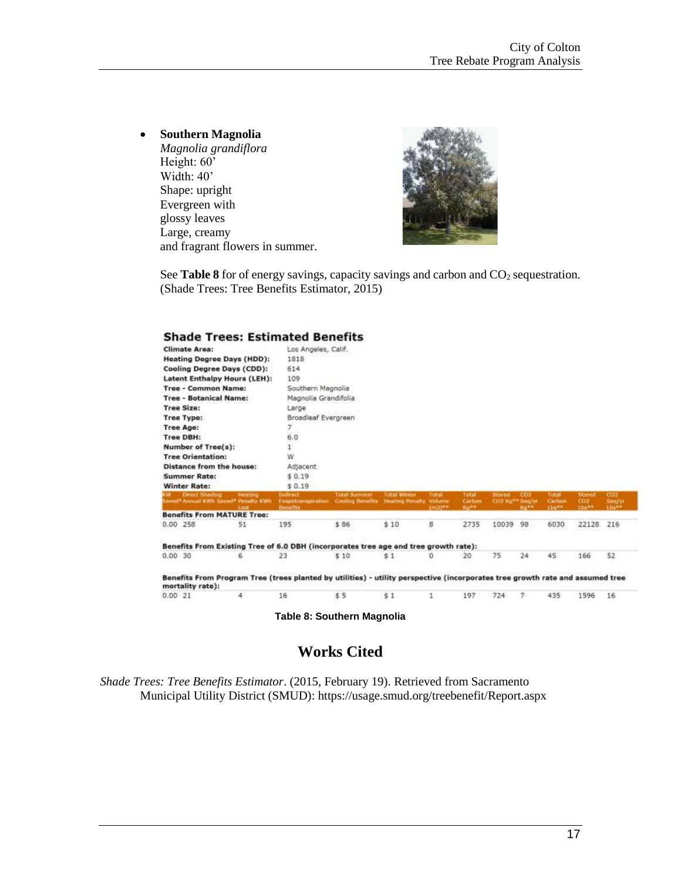- **Southern Magnolia**
  *Magnolia grandiflora*
  Height: 60'
  Width: 40'
  Shape: upright
  Evergreen with glossy leaves
  Large, creamy and fragrant flowers in summer.

  See **Table 8** for of energy savings, capacity savings and carbon and $CO_2$ sequestration. (Shade Trees: Tree Benefits Estimator, 2015)

**Shade Trees: Estimated Benefits**

| | |
|---|---|
| **Climate Area:** | Los Angeles, Calif. |
| **Heating Degree Days (HDD):** | 1818 |
| **Cooling Degree Days (CDD):** | 614 |
| **Latent Enthalpy Hours (LEH):** | 109 |
| **Tree - Common Name:** | Southern Magnolia |
| **Tree - Botanical Name:** | Magnolia Grandifolia |
| **Tree Size:** | Large |
| **Tree Type:** | Broadleaf Evergreen |
| **Tree Age:** | 7 |
| **Tree DBH:** | 6.0 |
| **Number of Tree(s):** | 1 |
| **Tree Orientation:** | W |
| **Distance from the house:** | Adjacent |
| **Summer Rate:** | $ 0.19 |
| **Winter Rate:** | $ 0.19 |

| KW Saved* | Direct Shading Annual KWh Saved* | Heating Penalty KWh Lost | Indirect Evapotranspiration Benefits | Total Summer Cooling Benefits | Total Winter Heating Penalty | Total Volume (m3)** | Total Carbon Kg** | Stored CO2 Kg** | CO2 Seq/yr Kg** | Total Carbon Lbs** | Stored CO2 Lbs** | CO2 Seq/yr Lbs** |
|---|---|---|---|---|---|---|---|---|---|---|---|---|
| **Benefits From MATURE Tree:** | | | | | | | | | | | | |
| 0.00 | 258 | 51 | 195 | $ 86 | $ 10 | 8 | 2735 | 10039 | 98 | 6030 | 22128 | 216 |
| **Benefits From Existing Tree of 6.0 DBH (incorporates tree age and tree growth rate):** | | | | | | | | | | | | |
| 0.00 | 30 | 6 | 23 | $ 10 | $ 1 | 0 | 20 | 75 | 24 | 45 | 166 | 52 |
| **Benefits From Program Tree (trees planted by utilities) - utility perspective (incorporates tree growth rate and assumed tree mortality rate):** | | | | | | | | | | | | |
| 0.00 | 21 | 4 | 16 | $ 5 | $ 1 | 1 | 197 | 724 | 7 | 435 | 1596 | 16 |

**Table 8: Southern Magnolia**

# Works Cited

*Shade Trees: Tree Benefits Estimator*. (2015, February 19). Retrieved from Sacramento Municipal Utility District (SMUD): https://usage.smud.org/treebenefit/Report.aspx